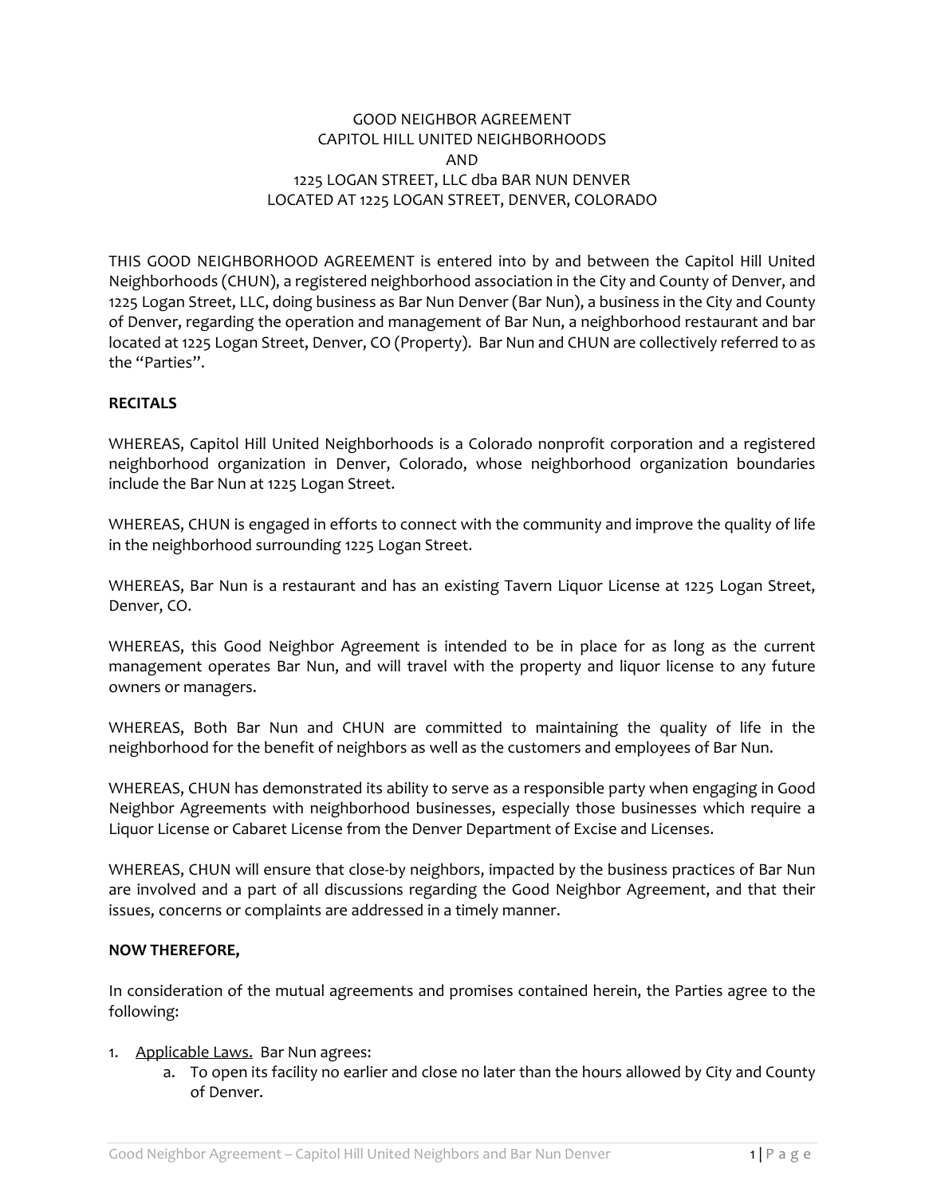# GOOD NEIGHBOR AGREEMENT
# CAPITOL HILL UNITED NEIGHBORHOODS
# AND
# 1225 LOGAN STREET, LLC dba BAR NUN DENVER
# LOCATED AT 1225 LOGAN STREET, DENVER, COLORADO

THIS GOOD NEIGHBORHOOD AGREEMENT is entered into by and between the Capitol Hill United Neighborhoods (CHUN), a registered neighborhood association in the City and County of Denver, and 1225 Logan Street, LLC, doing business as Bar Nun Denver (Bar Nun), a business in the City and County of Denver, regarding the operation and management of Bar Nun, a neighborhood restaurant and bar located at 1225 Logan Street, Denver, CO (Property). Bar Nun and CHUN are collectively referred to as the "Parties".

**RECITALS**

WHEREAS, Capitol Hill United Neighborhoods is a Colorado nonprofit corporation and a registered neighborhood organization in Denver, Colorado, whose neighborhood organization boundaries include the Bar Nun at 1225 Logan Street.

WHEREAS, CHUN is engaged in efforts to connect with the community and improve the quality of life in the neighborhood surrounding 1225 Logan Street.

WHEREAS, Bar Nun is a restaurant and has an existing Tavern Liquor License at 1225 Logan Street, Denver, CO.

WHEREAS, this Good Neighbor Agreement is intended to be in place for as long as the current management operates Bar Nun, and will travel with the property and liquor license to any future owners or managers.

WHEREAS, Both Bar Nun and CHUN are committed to maintaining the quality of life in the neighborhood for the benefit of neighbors as well as the customers and employees of Bar Nun.

WHEREAS, CHUN has demonstrated its ability to serve as a responsible party when engaging in Good Neighbor Agreements with neighborhood businesses, especially those businesses which require a Liquor License or Cabaret License from the Denver Department of Excise and Licenses.

WHEREAS, CHUN will ensure that close-by neighbors, impacted by the business practices of Bar Nun are involved and a part of all discussions regarding the Good Neighbor Agreement, and that their issues, concerns or complaints are addressed in a timely manner.

**NOW THEREFORE,**

In consideration of the mutual agreements and promises contained herein, the Parties agree to the following:

1. <u>Applicable Laws.</u> Bar Nun agrees:
   a. To open its facility no earlier and close no later than the hours allowed by City and County of Denver.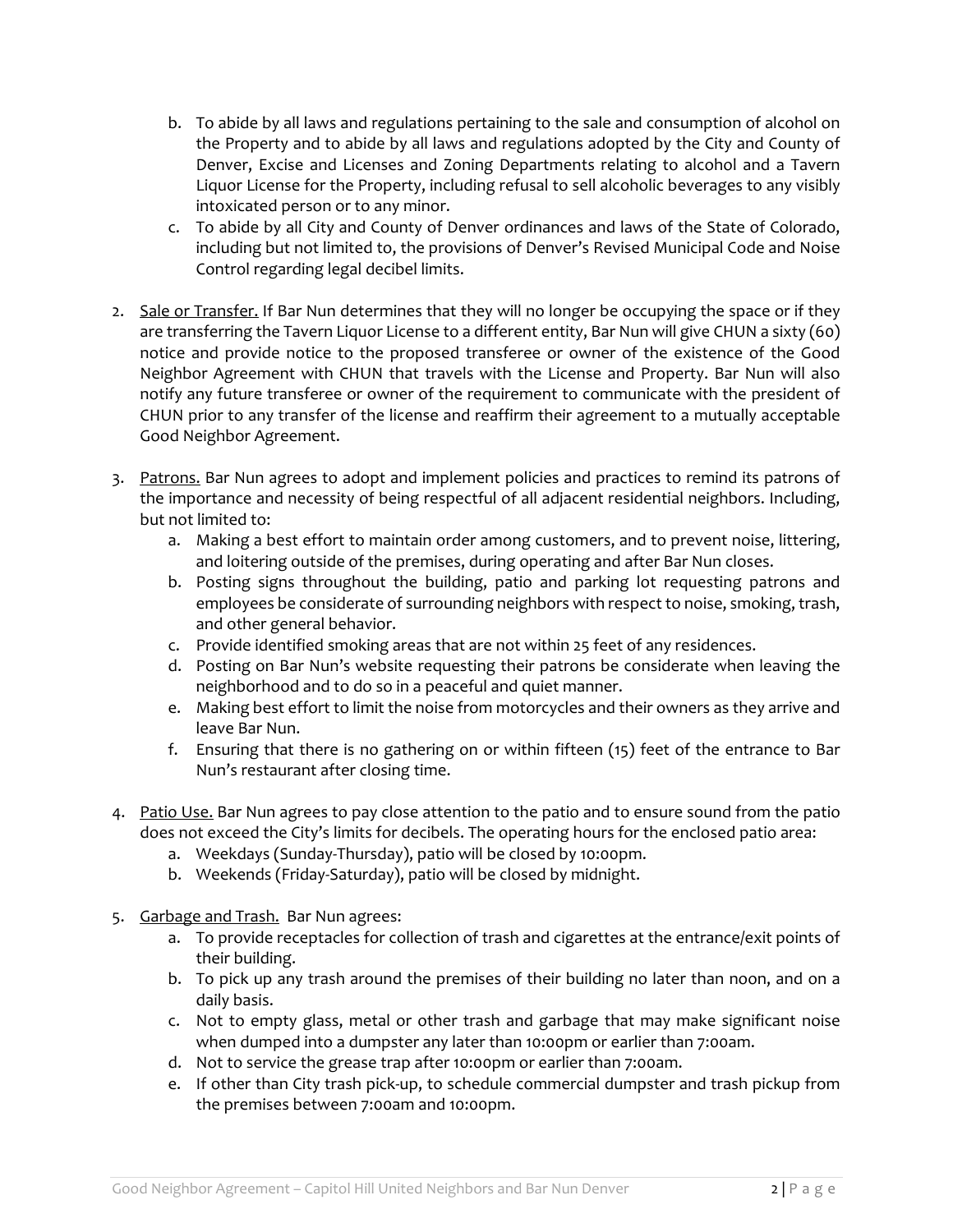b. To abide by all laws and regulations pertaining to the sale and consumption of alcohol on the Property and to abide by all laws and regulations adopted by the City and County of Denver, Excise and Licenses and Zoning Departments relating to alcohol and a Tavern Liquor License for the Property, including refusal to sell alcoholic beverages to any visibly intoxicated person or to any minor.
   c. To abide by all City and County of Denver ordinances and laws of the State of Colorado, including but not limited to, the provisions of Denver's Revised Municipal Code and Noise Control regarding legal decibel limits.

2. <u>Sale or Transfer.</u> If Bar Nun determines that they will no longer be occupying the space or if they are transferring the Tavern Liquor License to a different entity, Bar Nun will give CHUN a sixty (60) notice and provide notice to the proposed transferee or owner of the existence of the Good Neighbor Agreement with CHUN that travels with the License and Property. Bar Nun will also notify any future transferee or owner of the requirement to communicate with the president of CHUN prior to any transfer of the license and reaffirm their agreement to a mutually acceptable Good Neighbor Agreement.

3. <u>Patrons.</u> Bar Nun agrees to adopt and implement policies and practices to remind its patrons of the importance and necessity of being respectful of all adjacent residential neighbors. Including, but not limited to:
   a. Making a best effort to maintain order among customers, and to prevent noise, littering, and loitering outside of the premises, during operating and after Bar Nun closes.
   b. Posting signs throughout the building, patio and parking lot requesting patrons and employees be considerate of surrounding neighbors with respect to noise, smoking, trash, and other general behavior.
   c. Provide identified smoking areas that are not within 25 feet of any residences.
   d. Posting on Bar Nun's website requesting their patrons be considerate when leaving the neighborhood and to do so in a peaceful and quiet manner.
   e. Making best effort to limit the noise from motorcycles and their owners as they arrive and leave Bar Nun.
   f. Ensuring that there is no gathering on or within fifteen (15) feet of the entrance to Bar Nun's restaurant after closing time.

4. <u>Patio Use.</u> Bar Nun agrees to pay close attention to the patio and to ensure sound from the patio does not exceed the City's limits for decibels. The operating hours for the enclosed patio area:
   a. Weekdays (Sunday-Thursday), patio will be closed by 10:00pm.
   b. Weekends (Friday-Saturday), patio will be closed by midnight.

5. <u>Garbage and Trash.</u> Bar Nun agrees:
   a. To provide receptacles for collection of trash and cigarettes at the entrance/exit points of their building.
   b. To pick up any trash around the premises of their building no later than noon, and on a daily basis.
   c. Not to empty glass, metal or other trash and garbage that may make significant noise when dumped into a dumpster any later than 10:00pm or earlier than 7:00am.
   d. Not to service the grease trap after 10:00pm or earlier than 7:00am.
   e. If other than City trash pick-up, to schedule commercial dumpster and trash pickup from the premises between 7:00am and 10:00pm.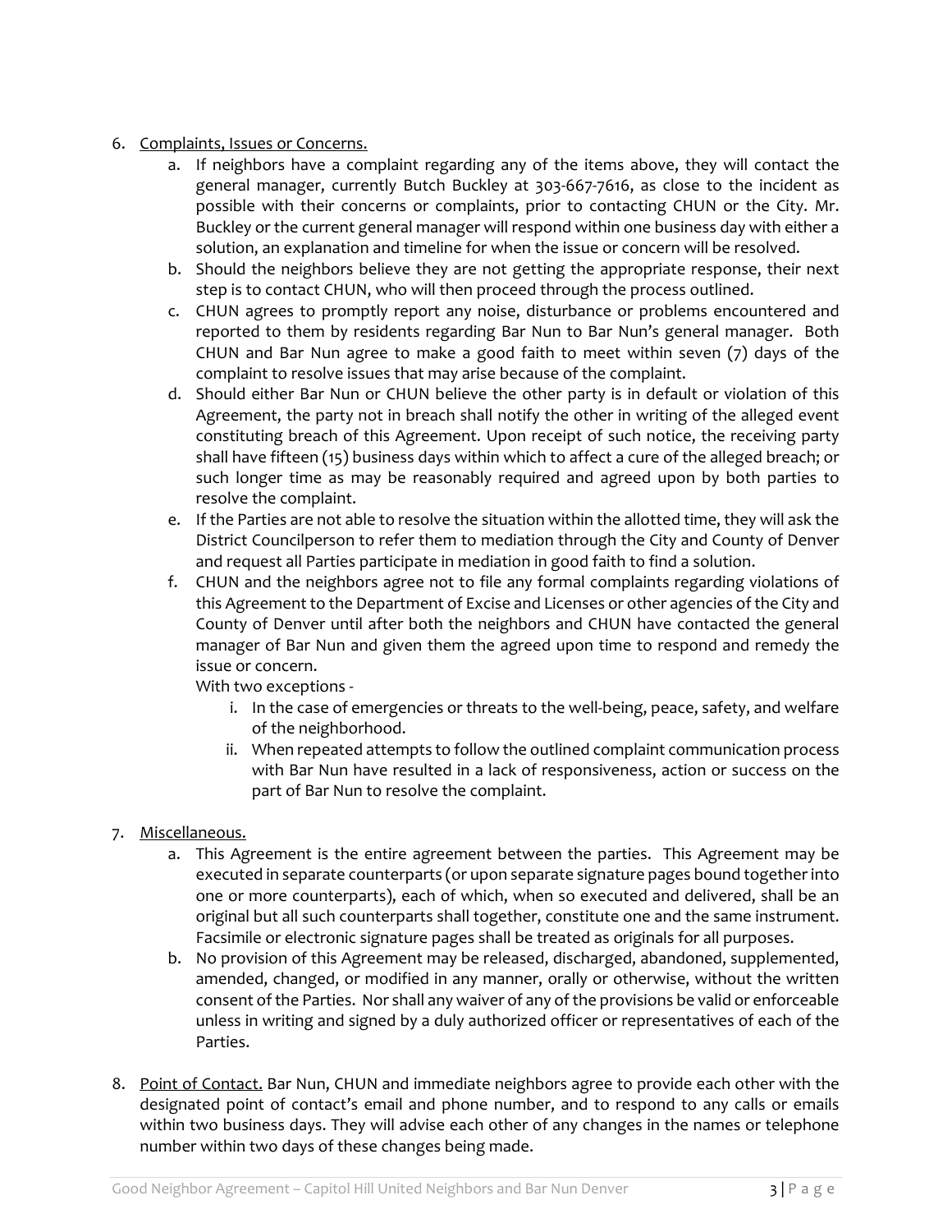6. <u>Complaints, Issues or Concerns.</u>
    a. If neighbors have a complaint regarding any of the items above, they will contact the general manager, currently Butch Buckley at 303-667-7616, as close to the incident as possible with their concerns or complaints, prior to contacting CHUN or the City. Mr. Buckley or the current general manager will respond within one business day with either a solution, an explanation and timeline for when the issue or concern will be resolved.
    b. Should the neighbors believe they are not getting the appropriate response, their next step is to contact CHUN, who will then proceed through the process outlined.
    c. CHUN agrees to promptly report any noise, disturbance or problems encountered and reported to them by residents regarding Bar Nun to Bar Nun's general manager. Both CHUN and Bar Nun agree to make a good faith to meet within seven (7) days of the complaint to resolve issues that may arise because of the complaint.
    d. Should either Bar Nun or CHUN believe the other party is in default or violation of this Agreement, the party not in breach shall notify the other in writing of the alleged event constituting breach of this Agreement. Upon receipt of such notice, the receiving party shall have fifteen (15) business days within which to affect a cure of the alleged breach; or such longer time as may be reasonably required and agreed upon by both parties to resolve the complaint.
    e. If the Parties are not able to resolve the situation within the allotted time, they will ask the District Councilperson to refer them to mediation through the City and County of Denver and request all Parties participate in mediation in good faith to find a solution.
    f. CHUN and the neighbors agree not to file any formal complaints regarding violations of this Agreement to the Department of Excise and Licenses or other agencies of the City and County of Denver until after both the neighbors and CHUN have contacted the general manager of Bar Nun and given them the agreed upon time to respond and remedy the issue or concern.
       With two exceptions -
        i. In the case of emergencies or threats to the well-being, peace, safety, and welfare of the neighborhood.
        ii. When repeated attempts to follow the outlined complaint communication process with Bar Nun have resulted in a lack of responsiveness, action or success on the part of Bar Nun to resolve the complaint.

7. <u>Miscellaneous.</u>
    a. This Agreement is the entire agreement between the parties. This Agreement may be executed in separate counterparts (or upon separate signature pages bound together into one or more counterparts), each of which, when so executed and delivered, shall be an original but all such counterparts shall together, constitute one and the same instrument. Facsimile or electronic signature pages shall be treated as originals for all purposes.
    b. No provision of this Agreement may be released, discharged, abandoned, supplemented, amended, changed, or modified in any manner, orally or otherwise, without the written consent of the Parties. Nor shall any waiver of any of the provisions be valid or enforceable unless in writing and signed by a duly authorized officer or representatives of each of the Parties.

8. <u>Point of Contact.</u> Bar Nun, CHUN and immediate neighbors agree to provide each other with the designated point of contact's email and phone number, and to respond to any calls or emails within two business days. They will advise each other of any changes in the names or telephone number within two days of these changes being made.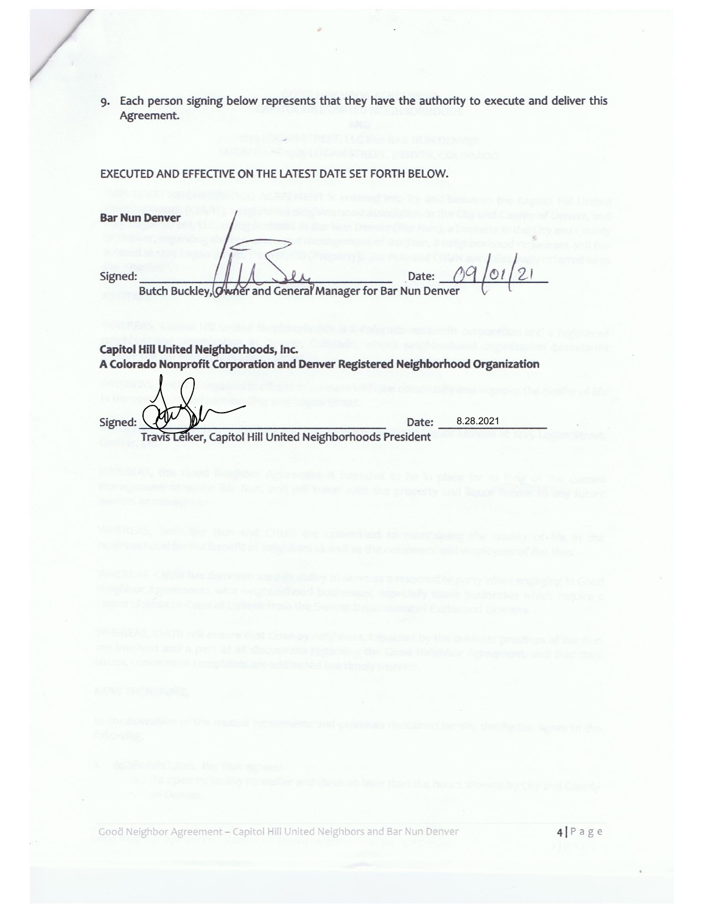9. Each person signing below represents that they have the authority to execute and deliver this Agreement.

EXECUTED AND EFFECTIVE ON THE LATEST DATE SET FORTH BELOW.

**Bar Nun Denver**

Signed: ______________________ Date: 09/01/21

Butch Buckley, Owner and General Manager for Bar Nun Denver

**Capitol Hill United Neighborhoods, Inc.**
**A Colorado Nonprofit Corporation and Denver Registered Neighborhood Organization**

Signed: ______________________ Date: 8.28.2021

Travis Leiker, Capitol Hill United Neighborhoods President